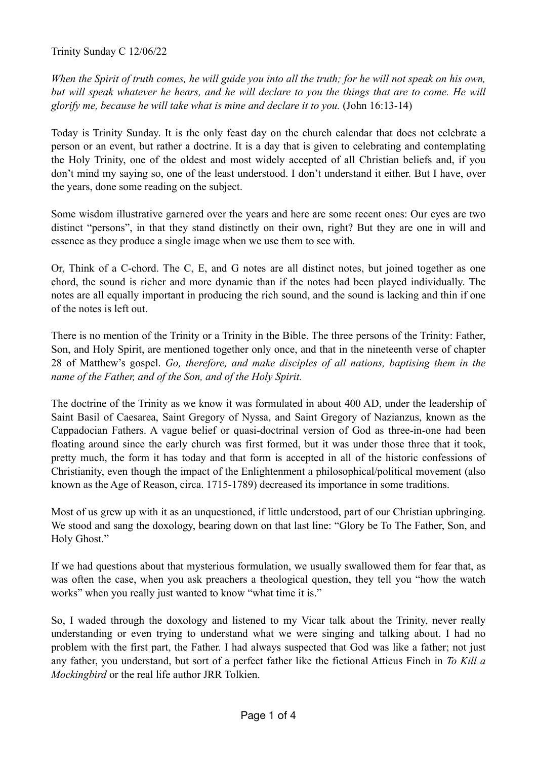Trinity Sunday C 12/06/22

*When the Spirit of truth comes, he will guide you into all the truth; for he will not speak on his own, but will speak whatever he hears, and he will declare to you the things that are to come. He will glorify me, because he will take what is mine and declare it to you.* (John 16:13-14)

Today is Trinity Sunday. It is the only feast day on the church calendar that does not celebrate a person or an event, but rather a doctrine. It is a day that is given to celebrating and contemplating the Holy Trinity, one of the oldest and most widely accepted of all Christian beliefs and, if you don't mind my saying so, one of the least understood. I don't understand it either. But I have, over the years, done some reading on the subject.

Some wisdom illustrative garnered over the years and here are some recent ones: Our eyes are two distinct "persons", in that they stand distinctly on their own, right? But they are one in will and essence as they produce a single image when we use them to see with.

Or, Think of a C-chord. The C, E, and G notes are all distinct notes, but joined together as one chord, the sound is richer and more dynamic than if the notes had been played individually. The notes are all equally important in producing the rich sound, and the sound is lacking and thin if one of the notes is left out.

There is no mention of the Trinity or a Trinity in the Bible. The three persons of the Trinity: Father, Son, and Holy Spirit, are mentioned together only once, and that in the nineteenth verse of chapter 28 of Matthew's gospel. *Go, therefore, and make disciples of all nations, baptising them in the name of the Father, and of the Son, and of the Holy Spirit.*

The doctrine of the Trinity as we know it was formulated in about 400 AD, under the leadership of Saint Basil of Caesarea, Saint Gregory of Nyssa, and Saint Gregory of Nazianzus, known as the Cappadocian Fathers. A vague belief or quasi-doctrinal version of God as three-in-one had been floating around since the early church was first formed, but it was under those three that it took, pretty much, the form it has today and that form is accepted in all of the historic confessions of Christianity, even though the impact of the Enlightenment a philosophical/political movement (also known as the Age of Reason, circa. 1715-1789) decreased its importance in some traditions.

Most of us grew up with it as an unquestioned, if little understood, part of our Christian upbringing. We stood and sang the doxology, bearing down on that last line: "Glory be To The Father, Son, and Holy Ghost."

If we had questions about that mysterious formulation, we usually swallowed them for fear that, as was often the case, when you ask preachers a theological question, they tell you "how the watch works" when you really just wanted to know "what time it is."

So, I waded through the doxology and listened to my Vicar talk about the Trinity, never really understanding or even trying to understand what we were singing and talking about. I had no problem with the first part, the Father. I had always suspected that God was like a father; not just any father, you understand, but sort of a perfect father like the fictional Atticus Finch in *To Kill a Mockingbird* or the real life author JRR Tolkien.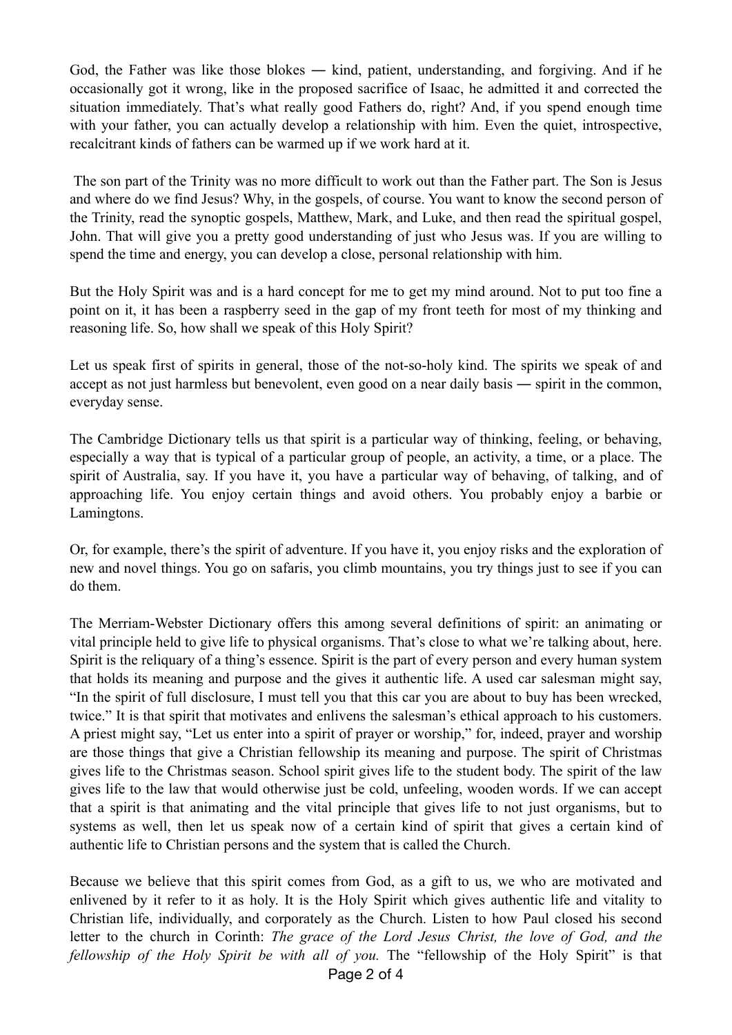God, the Father was like those blokes ― kind, patient, understanding, and forgiving. And if he occasionally got it wrong, like in the proposed sacrifice of Isaac, he admitted it and corrected the situation immediately. That's what really good Fathers do, right? And, if you spend enough time with your father, you can actually develop a relationship with him. Even the quiet, introspective, recalcitrant kinds of fathers can be warmed up if we work hard at it.

The son part of the Trinity was no more difficult to work out than the Father part. The Son is Jesus and where do we find Jesus? Why, in the gospels, of course. You want to know the second person of the Trinity, read the synoptic gospels, Matthew, Mark, and Luke, and then read the spiritual gospel, John. That will give you a pretty good understanding of just who Jesus was. If you are willing to spend the time and energy, you can develop a close, personal relationship with him.

But the Holy Spirit was and is a hard concept for me to get my mind around. Not to put too fine a point on it, it has been a raspberry seed in the gap of my front teeth for most of my thinking and reasoning life. So, how shall we speak of this Holy Spirit?

Let us speak first of spirits in general, those of the not-so-holy kind. The spirits we speak of and accept as not just harmless but benevolent, even good on a near daily basis ― spirit in the common, everyday sense.

The Cambridge Dictionary tells us that spirit is a particular way of thinking, feeling, or behaving, especially a way that is typical of a particular group of people, an activity, a time, or a place. The spirit of Australia, say. If you have it, you have a particular way of behaving, of talking, and of approaching life. You enjoy certain things and avoid others. You probably enjoy a barbie or Lamingtons.

Or, for example, there's the spirit of adventure. If you have it, you enjoy risks and the exploration of new and novel things. You go on safaris, you climb mountains, you try things just to see if you can do them.

The Merriam-Webster Dictionary offers this among several definitions of spirit: an animating or vital principle held to give life to physical organisms. That's close to what we're talking about, here. Spirit is the reliquary of a thing's essence. Spirit is the part of every person and every human system that holds its meaning and purpose and the gives it authentic life. A used car salesman might say, "In the spirit of full disclosure, I must tell you that this car you are about to buy has been wrecked, twice." It is that spirit that motivates and enlivens the salesman's ethical approach to his customers. A priest might say, "Let us enter into a spirit of prayer or worship," for, indeed, prayer and worship are those things that give a Christian fellowship its meaning and purpose. The spirit of Christmas gives life to the Christmas season. School spirit gives life to the student body. The spirit of the law gives life to the law that would otherwise just be cold, unfeeling, wooden words. If we can accept that a spirit is that animating and the vital principle that gives life to not just organisms, but to systems as well, then let us speak now of a certain kind of spirit that gives a certain kind of authentic life to Christian persons and the system that is called the Church.

Because we believe that this spirit comes from God, as a gift to us, we who are motivated and enlivened by it refer to it as holy. It is the Holy Spirit which gives authentic life and vitality to Christian life, individually, and corporately as the Church. Listen to how Paul closed his second letter to the church in Corinth: *The grace of the Lord Jesus Christ, the love of God, and the fellowship of the Holy Spirit be with all of you.* The "fellowship of the Holy Spirit" is that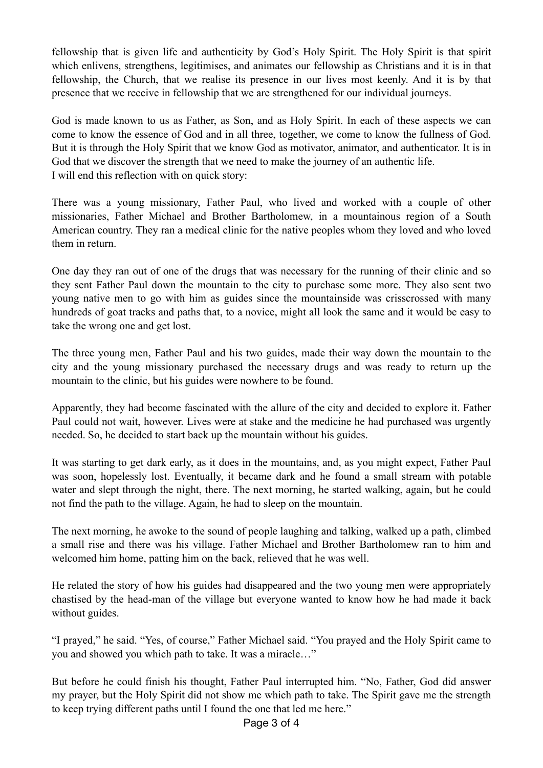fellowship that is given life and authenticity by God's Holy Spirit. The Holy Spirit is that spirit which enlivens, strengthens, legitimises, and animates our fellowship as Christians and it is in that fellowship, the Church, that we realise its presence in our lives most keenly. And it is by that presence that we receive in fellowship that we are strengthened for our individual journeys.

God is made known to us as Father, as Son, and as Holy Spirit. In each of these aspects we can come to know the essence of God and in all three, together, we come to know the fullness of God. But it is through the Holy Spirit that we know God as motivator, animator, and authenticator. It is in God that we discover the strength that we need to make the journey of an authentic life.
I will end this reflection with on quick story:

There was a young missionary, Father Paul, who lived and worked with a couple of other missionaries, Father Michael and Brother Bartholomew, in a mountainous region of a South American country. They ran a medical clinic for the native peoples whom they loved and who loved them in return.

One day they ran out of one of the drugs that was necessary for the running of their clinic and so they sent Father Paul down the mountain to the city to purchase some more. They also sent two young native men to go with him as guides since the mountainside was crisscrossed with many hundreds of goat tracks and paths that, to a novice, might all look the same and it would be easy to take the wrong one and get lost.

The three young men, Father Paul and his two guides, made their way down the mountain to the city and the young missionary purchased the necessary drugs and was ready to return up the mountain to the clinic, but his guides were nowhere to be found.

Apparently, they had become fascinated with the allure of the city and decided to explore it. Father Paul could not wait, however. Lives were at stake and the medicine he had purchased was urgently needed. So, he decided to start back up the mountain without his guides.

It was starting to get dark early, as it does in the mountains, and, as you might expect, Father Paul was soon, hopelessly lost. Eventually, it became dark and he found a small stream with potable water and slept through the night, there. The next morning, he started walking, again, but he could not find the path to the village. Again, he had to sleep on the mountain.

The next morning, he awoke to the sound of people laughing and talking, walked up a path, climbed a small rise and there was his village. Father Michael and Brother Bartholomew ran to him and welcomed him home, patting him on the back, relieved that he was well.

He related the story of how his guides had disappeared and the two young men were appropriately chastised by the head-man of the village but everyone wanted to know how he had made it back without guides.

"I prayed," he said. "Yes, of course," Father Michael said. "You prayed and the Holy Spirit came to you and showed you which path to take. It was a miracle…"

But before he could finish his thought, Father Paul interrupted him. "No, Father, God did answer my prayer, but the Holy Spirit did not show me which path to take. The Spirit gave me the strength to keep trying different paths until I found the one that led me here."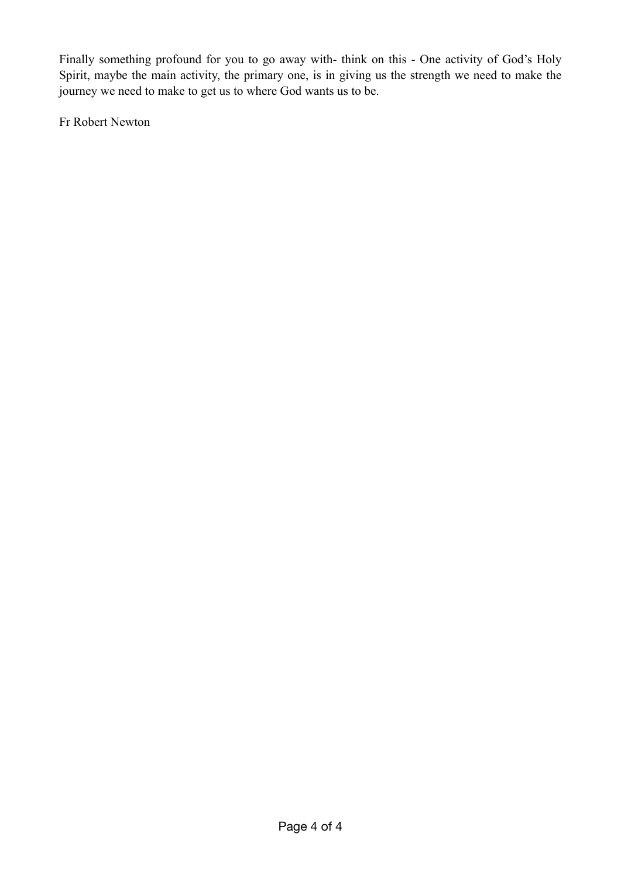Finally something profound for you to go away with- think on this - One activity of God's Holy Spirit, maybe the main activity, the primary one, is in giving us the strength we need to make the journey we need to make to get us to where God wants us to be.

Fr Robert Newton